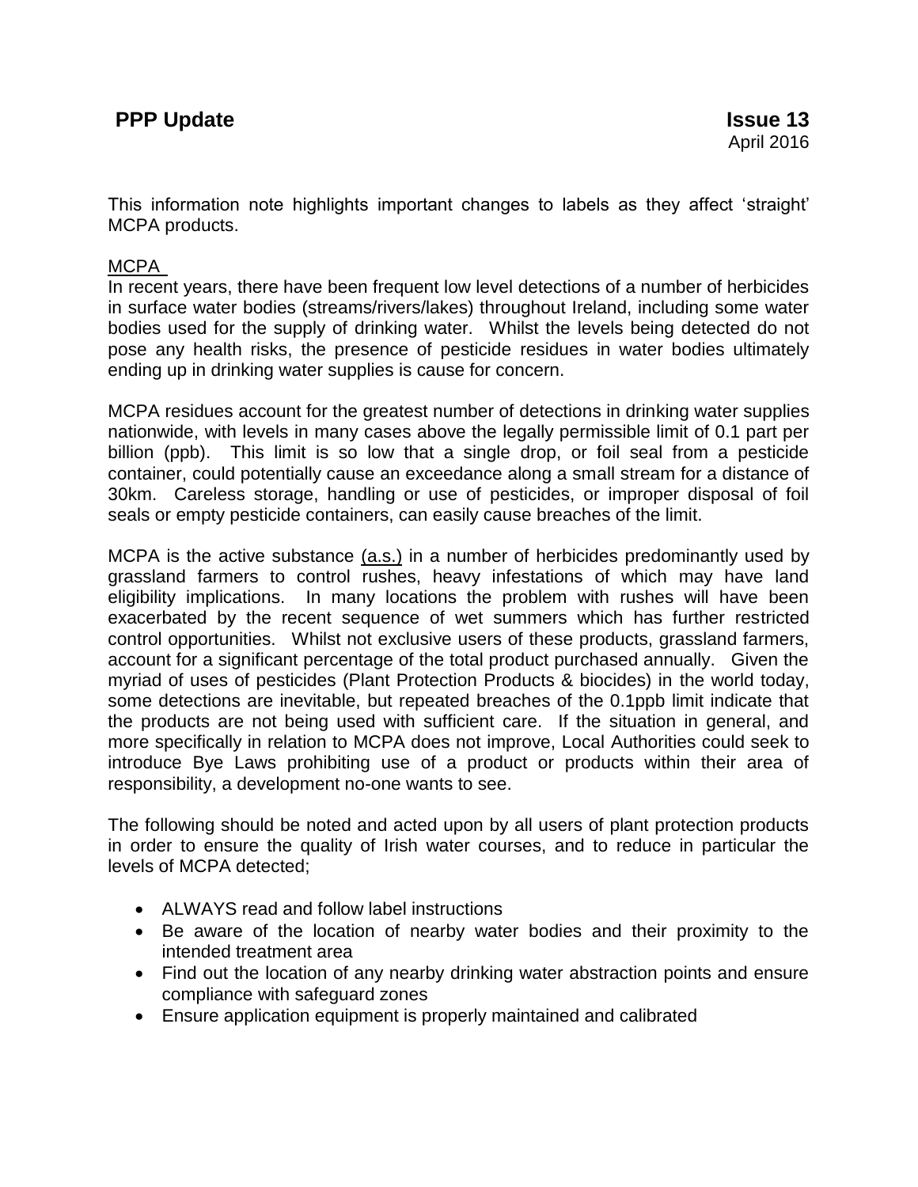**PPP Update** **Issue 13**

April 2016

This information note highlights important changes to labels as they affect 'straight' MCPA products.

## MCPA

In recent years, there have been frequent low level detections of a number of herbicides in surface water bodies (streams/rivers/lakes) throughout Ireland, including some water bodies used for the supply of drinking water. Whilst the levels being detected do not pose any health risks, the presence of pesticide residues in water bodies ultimately ending up in drinking water supplies is cause for concern.

MCPA residues account for the greatest number of detections in drinking water supplies nationwide, with levels in many cases above the legally permissible limit of 0.1 part per billion (ppb). This limit is so low that a single drop, or foil seal from a pesticide container, could potentially cause an exceedance along a small stream for a distance of 30km. Careless storage, handling or use of pesticides, or improper disposal of foil seals or empty pesticide containers, can easily cause breaches of the limit.

MCPA is the active substance (a.s.) in a number of herbicides predominantly used by grassland farmers to control rushes, heavy infestations of which may have land eligibility implications. In many locations the problem with rushes will have been exacerbated by the recent sequence of wet summers which has further restricted control opportunities. Whilst not exclusive users of these products, grassland farmers, account for a significant percentage of the total product purchased annually. Given the myriad of uses of pesticides (Plant Protection Products & biocides) in the world today, some detections are inevitable, but repeated breaches of the 0.1ppb limit indicate that the products are not being used with sufficient care. If the situation in general, and more specifically in relation to MCPA does not improve, Local Authorities could seek to introduce Bye Laws prohibiting use of a product or products within their area of responsibility, a development no-one wants to see.

The following should be noted and acted upon by all users of plant protection products in order to ensure the quality of Irish water courses, and to reduce in particular the levels of MCPA detected;

- ALWAYS read and follow label instructions
- Be aware of the location of nearby water bodies and their proximity to the intended treatment area
- Find out the location of any nearby drinking water abstraction points and ensure compliance with safeguard zones
- Ensure application equipment is properly maintained and calibrated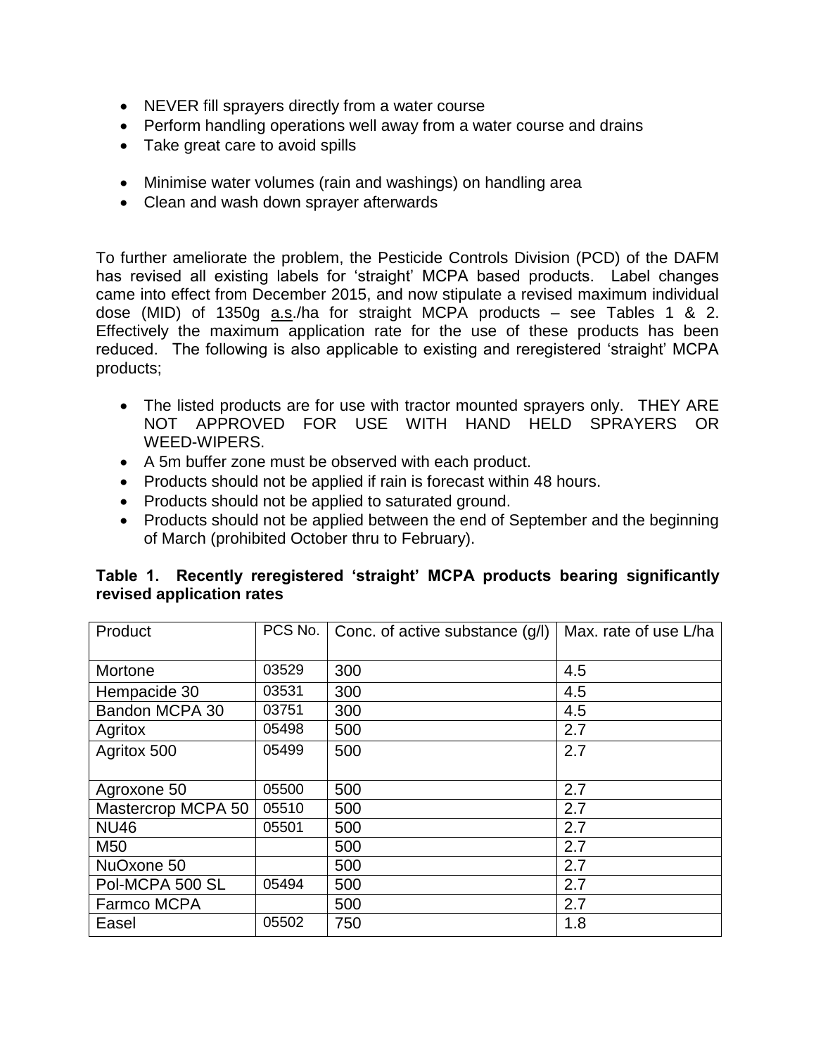- NEVER fill sprayers directly from a water course
- Perform handling operations well away from a water course and drains
- Take great care to avoid spills

- Minimise water volumes (rain and washings) on handling area
- Clean and wash down sprayer afterwards

To further ameliorate the problem, the Pesticide Controls Division (PCD) of the DAFM has revised all existing labels for 'straight' MCPA based products. Label changes came into effect from December 2015, and now stipulate a revised maximum individual dose (MID) of 1350g a.s./ha for straight MCPA products – see Tables 1 & 2. Effectively the maximum application rate for the use of these products has been reduced. The following is also applicable to existing and reregistered 'straight' MCPA products;

- The listed products are for use with tractor mounted sprayers only. THEY ARE NOT APPROVED FOR USE WITH HAND HELD SPRAYERS OR WEED-WIPERS.
- A 5m buffer zone must be observed with each product.
- Products should not be applied if rain is forecast within 48 hours.
- Products should not be applied to saturated ground.
- Products should not be applied between the end of September and the beginning of March (prohibited October thru to February).

**Table 1. Recently reregistered 'straight' MCPA products bearing significantly revised application rates**

| Product | PCS No. | Conc. of active substance (g/l) | Max. rate of use L/ha |
|---|---|---|---|
| Mortone | 03529 | 300 | 4.5 |
| Hempacide 30 | 03531 | 300 | 4.5 |
| Bandon MCPA 30 | 03751 | 300 | 4.5 |
| Agritox | 05498 | 500 | 2.7 |
| Agritox 500 | 05499 | 500 | 2.7 |
| Agroxone 50 | 05500 | 500 | 2.7 |
| Mastercrop MCPA 50 | 05510 | 500 | 2.7 |
| NU46 | 05501 | 500 | 2.7 |
| M50 | | 500 | 2.7 |
| NuOxone 50 | | 500 | 2.7 |
| Pol-MCPA 500 SL | 05494 | 500 | 2.7 |
| Farmco MCPA | | 500 | 2.7 |
| Easel | 05502 | 750 | 1.8 |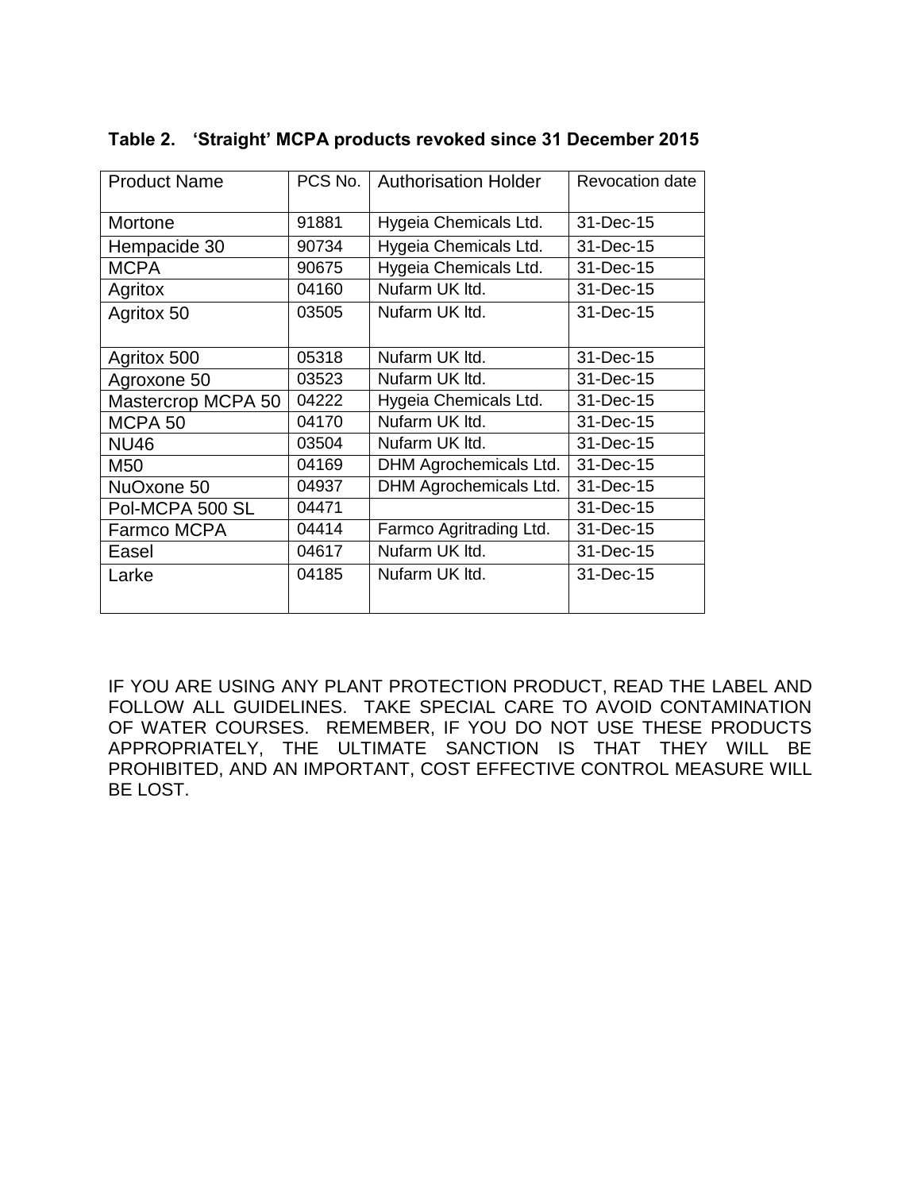**Table 2. ‘Straight’ MCPA products revoked since 31 December 2015**

| Product Name | PCS No. | Authorisation Holder | Revocation date |
|---|---|---|---|
| Mortone | 91881 | Hygeia Chemicals Ltd. | 31-Dec-15 |
| Hempacide 30 | 90734 | Hygeia Chemicals Ltd. | 31-Dec-15 |
| MCPA | 90675 | Hygeia Chemicals Ltd. | 31-Dec-15 |
| Agritox | 04160 | Nufarm UK ltd. | 31-Dec-15 |
| Agritox 50 | 03505 | Nufarm UK ltd. | 31-Dec-15 |
| Agritox 500 | 05318 | Nufarm UK ltd. | 31-Dec-15 |
| Agroxone 50 | 03523 | Nufarm UK ltd. | 31-Dec-15 |
| Mastercrop MCPA 50 | 04222 | Hygeia Chemicals Ltd. | 31-Dec-15 |
| MCPA 50 | 04170 | Nufarm UK ltd. | 31-Dec-15 |
| NU46 | 03504 | Nufarm UK ltd. | 31-Dec-15 |
| M50 | 04169 | DHM Agrochemicals Ltd. | 31-Dec-15 |
| NuOxone 50 | 04937 | DHM Agrochemicals Ltd. | 31-Dec-15 |
| Pol-MCPA 500 SL | 04471 | | 31-Dec-15 |
| Farmco MCPA | 04414 | Farmco Agritrading Ltd. | 31-Dec-15 |
| Easel | 04617 | Nufarm UK ltd. | 31-Dec-15 |
| Larke | 04185 | Nufarm UK ltd. | 31-Dec-15 |

IF YOU ARE USING ANY PLANT PROTECTION PRODUCT, READ THE LABEL AND FOLLOW ALL GUIDELINES. TAKE SPECIAL CARE TO AVOID CONTAMINATION OF WATER COURSES. REMEMBER, IF YOU DO NOT USE THESE PRODUCTS APPROPRIATELY, THE ULTIMATE SANCTION IS THAT THEY WILL BE PROHIBITED, AND AN IMPORTANT, COST EFFECTIVE CONTROL MEASURE WILL BE LOST.